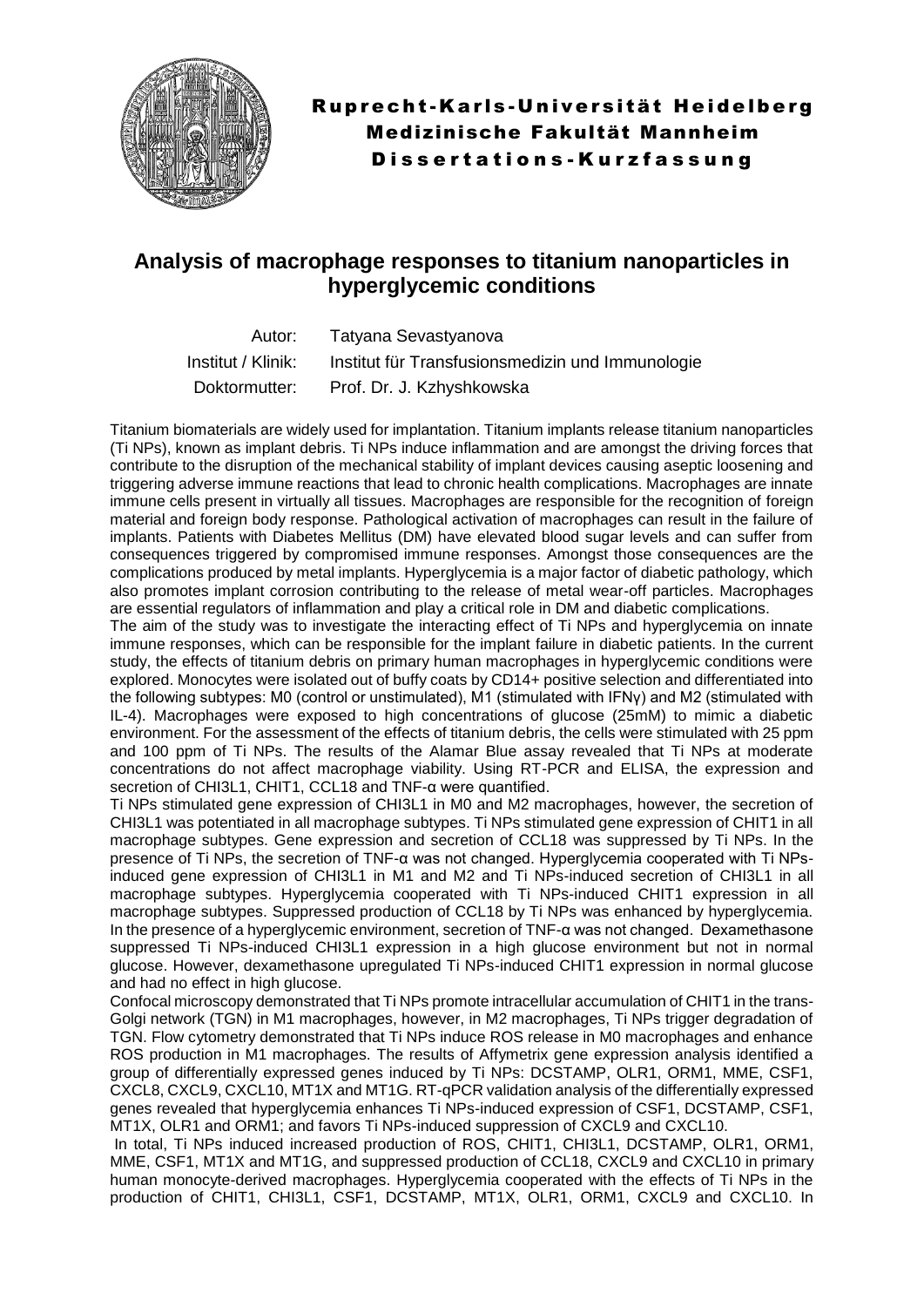**Ruprecht-Karls-Universität Heidelberg**
**Medizinische Fakultät Mannheim**
**Dissertations-Kurzfassung**

# Analysis of macrophage responses to titanium nanoparticles in hyperglycemic conditions

| | |
|---|---|
| Autor: | Tatyana Sevastyanova |
| Institut / Klinik: | Institut für Transfusionsmedizin und Immunologie |
| Doktormutter: | Prof. Dr. J. Kzhyshkowska |

Titanium biomaterials are widely used for implantation. Titanium implants release titanium nanoparticles (Ti NPs), known as implant debris. Ti NPs induce inflammation and are amongst the driving forces that contribute to the disruption of the mechanical stability of implant devices causing aseptic loosening and triggering adverse immune reactions that lead to chronic health complications. Macrophages are innate immune cells present in virtually all tissues. Macrophages are responsible for the recognition of foreign material and foreign body response. Pathological activation of macrophages can result in the failure of implants. Patients with Diabetes Mellitus (DM) have elevated blood sugar levels and can suffer from consequences triggered by compromised immune responses. Amongst those consequences are the complications produced by metal implants. Hyperglycemia is a major factor of diabetic pathology, which also promotes implant corrosion contributing to the release of metal wear-off particles. Macrophages are essential regulators of inflammation and play a critical role in DM and diabetic complications.

The aim of the study was to investigate the interacting effect of Ti NPs and hyperglycemia on innate immune responses, which can be responsible for the implant failure in diabetic patients. In the current study, the effects of titanium debris on primary human macrophages in hyperglycemic conditions were explored. Monocytes were isolated out of buffy coats by CD14+ positive selection and differentiated into the following subtypes: M0 (control or unstimulated), M1 (stimulated with IFNγ) and M2 (stimulated with IL-4). Macrophages were exposed to high concentrations of glucose (25mM) to mimic a diabetic environment. For the assessment of the effects of titanium debris, the cells were stimulated with 25 ppm and 100 ppm of Ti NPs. The results of the Alamar Blue assay revealed that Ti NPs at moderate concentrations do not affect macrophage viability. Using RT-PCR and ELISA, the expression and secretion of CHI3L1, CHIT1, CCL18 and TNF-α were quantified.

Ti NPs stimulated gene expression of CHI3L1 in M0 and M2 macrophages, however, the secretion of CHI3L1 was potentiated in all macrophage subtypes. Ti NPs stimulated gene expression of CHIT1 in all macrophage subtypes. Gene expression and secretion of CCL18 was suppressed by Ti NPs. In the presence of Ti NPs, the secretion of TNF-α was not changed. Hyperglycemia cooperated with Ti NPs-induced gene expression of CHI3L1 in M1 and M2 and Ti NPs-induced secretion of CHI3L1 in all macrophage subtypes. Hyperglycemia cooperated with Ti NPs-induced CHIT1 expression in all macrophage subtypes. Suppressed production of CCL18 by Ti NPs was enhanced by hyperglycemia. In the presence of a hyperglycemic environment, secretion of TNF-α was not changed. Dexamethasone suppressed Ti NPs-induced CHI3L1 expression in a high glucose environment but not in normal glucose. However, dexamethasone upregulated Ti NPs-induced CHIT1 expression in normal glucose and had no effect in high glucose.

Confocal microscopy demonstrated that Ti NPs promote intracellular accumulation of CHIT1 in the trans-Golgi network (TGN) in M1 macrophages, however, in M2 macrophages, Ti NPs trigger degradation of TGN. Flow cytometry demonstrated that Ti NPs induce ROS release in M0 macrophages and enhance ROS production in M1 macrophages. The results of Affymetrix gene expression analysis identified a group of differentially expressed genes induced by Ti NPs: DCSTAMP, OLR1, ORM1, MME, CSF1, CXCL8, CXCL9, CXCL10, MT1X and MT1G. RT-qPCR validation analysis of the differentially expressed genes revealed that hyperglycemia enhances Ti NPs-induced expression of CSF1, DCSTAMP, CSF1, MT1X, OLR1 and ORM1; and favors Ti NPs-induced suppression of CXCL9 and CXCL10.

In total, Ti NPs induced increased production of ROS, CHIT1, CHI3L1, DCSTAMP, OLR1, ORM1, MME, CSF1, MT1X and MT1G, and suppressed production of CCL18, CXCL9 and CXCL10 in primary human monocyte-derived macrophages. Hyperglycemia cooperated with the effects of Ti NPs in the production of CHIT1, CHI3L1, CSF1, DCSTAMP, MT1X, OLR1, ORM1, CXCL9 and CXCL10. In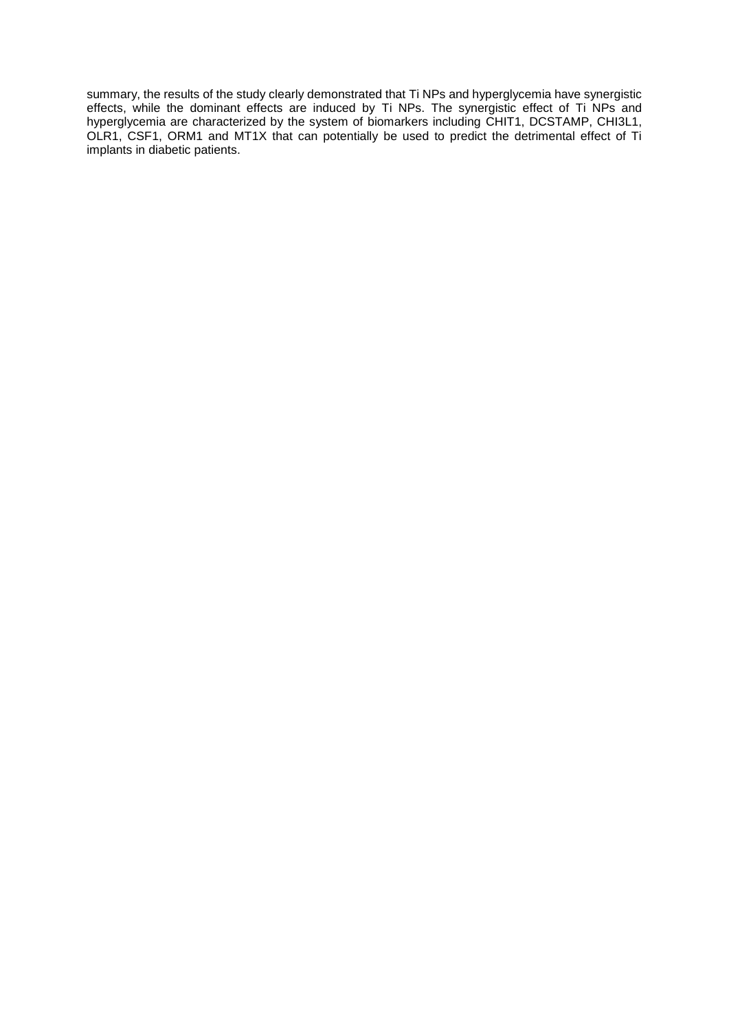summary, the results of the study clearly demonstrated that Ti NPs and hyperglycemia have synergistic effects, while the dominant effects are induced by Ti NPs. The synergistic effect of Ti NPs and hyperglycemia are characterized by the system of biomarkers including CHIT1, DCSTAMP, CHI3L1, OLR1, CSF1, ORM1 and MT1X that can potentially be used to predict the detrimental effect of Ti implants in diabetic patients.